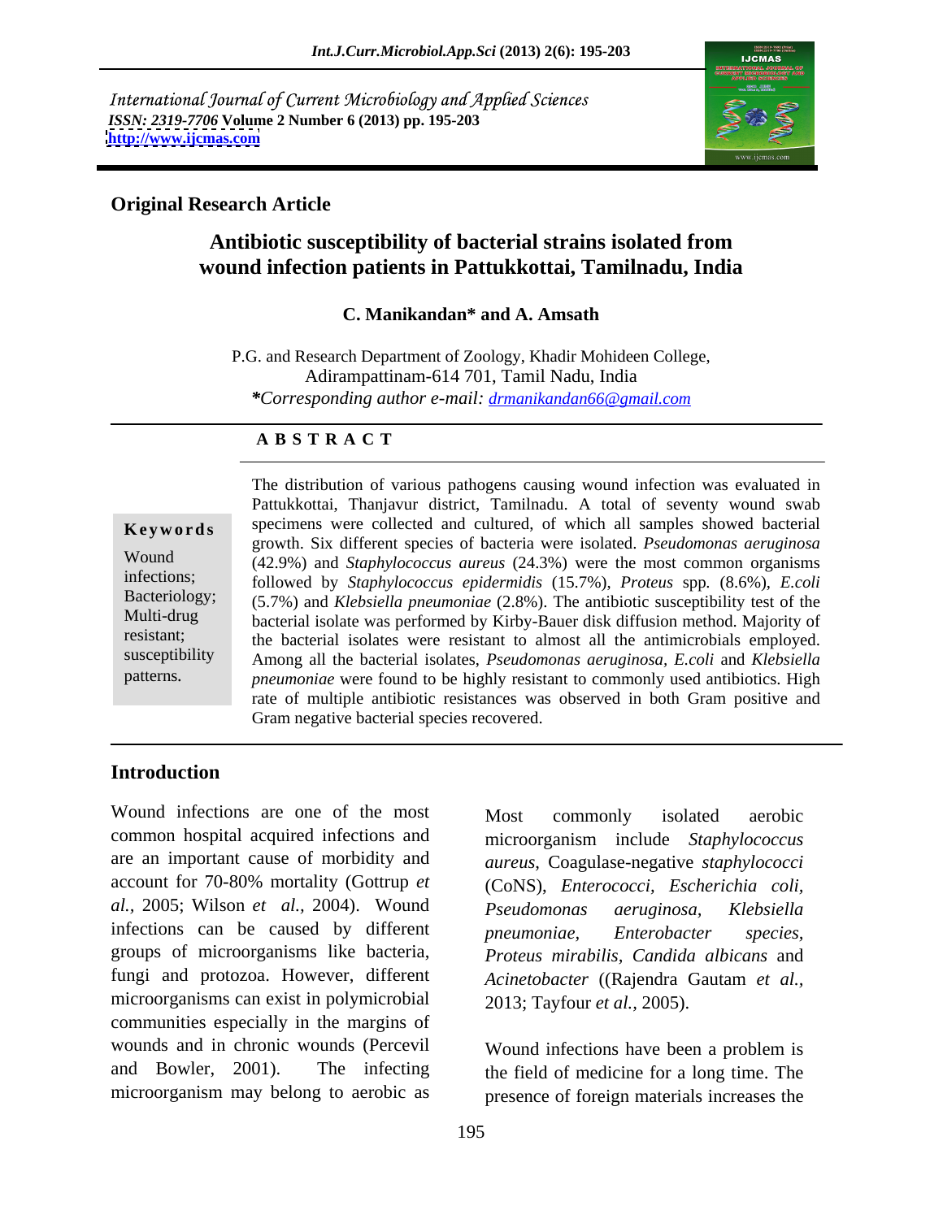International Journal of Current Microbiology and Applied Sciences
*ISSN: 2319-7706* **Volume 2 Number 6 (2013) pp. 195-203**
**http://www.ijcmas.com**

**Original Research Article**

# Antibiotic susceptibility of bacterial strains isolated from wound infection patients in Pattukkottai, Tamilnadu, India

**C. Manikandan\* and A. Amsath**

P.G. and Research Department of Zoology, Khadir Mohideen College, Adirampattinam-614 701, Tamil Nadu, India
*\*Corresponding author e-mail: drmanikandan66@gmail.com*

## A B S T R A C T

**Keywords**

Wound infections; Bacteriology; Multi-drug resistant; susceptibility patterns.

The distribution of various pathogens causing wound infection was evaluated in Pattukkottai, Thanjavur district, Tamilnadu. A total of seventy wound swab specimens were collected and cultured, of which all samples showed bacterial growth. Six different species of bacteria were isolated. *Pseudomonas aeruginosa* (42.9%) and *Staphylococcus aureus* (24.3%) were the most common organisms followed by *Staphylococcus epidermidis* (15.7%), *Proteus* spp. (8.6%), *E.coli* (5.7%) and *Klebsiella pneumoniae* (2.8%). The antibiotic susceptibility test of the bacterial isolate was performed by Kirby-Bauer disk diffusion method. Majority of the bacterial isolates were resistant to almost all the antimicrobials employed. Among all the bacterial isolates, *Pseudomonas aeruginosa, E.coli* and *Klebsiella pneumoniae* were found to be highly resistant to commonly used antibiotics. High rate of multiple antibiotic resistances was observed in both Gram positive and Gram negative bacterial species recovered.

## Introduction

Wound infections are one of the most common hospital acquired infections and are an important cause of morbidity and account for 70-80% mortality (Gottrup *et al.,* 2005; Wilson *et al.,* 2004). Wound infections can be caused by different groups of microorganisms like bacteria, fungi and protozoa. However, different microorganisms can exist in polymicrobial communities especially in the margins of wounds and in chronic wounds (Percevil and Bowler, 2001). The infecting microorganism may belong to aerobic as

Most commonly isolated aerobic microorganism include *Staphylococcus aureus*, Coagulase-negative *staphylococci* (CoNS), *Enterococci, Escherichia coli, Pseudomonas aeruginosa, Klebsiella pneumoniae, Enterobacter species, Proteus mirabilis, Candida albicans* and *Acinetobacter* ((Rajendra Gautam *et al.,* 2013; Tayfour *et al.,* 2005).

Wound infections have been a problem is the field of medicine for a long time. The presence of foreign materials increases the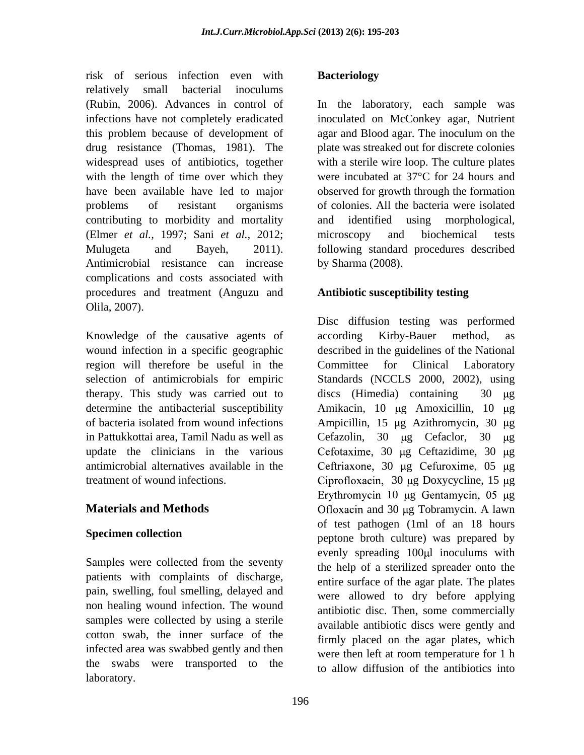risk of serious infection even with relatively small bacterial inoculums (Rubin, 2006). Advances in control of infections have not completely eradicated this problem because of development of drug resistance (Thomas, 1981). The widespread uses of antibiotics, together with the length of time over which they have been available have led to major problems of resistant organisms contributing to morbidity and mortality (Elmer *et al.,* 1997; Sani *et al.,* 2012; Mulugeta and Bayeh, 2011). Antimicrobial resistance can increase complications and costs associated with procedures and treatment (Anguzu and Olila, 2007).

Knowledge of the causative agents of wound infection in a specific geographic region will therefore be useful in the selection of antimicrobials for empiric therapy. This study was carried out to determine the antibacterial susceptibility of bacteria isolated from wound infections in Pattukkottai area, Tamil Nadu as well as update the clinicians in the various antimicrobial alternatives available in the treatment of wound infections.

## Materials and Methods

### Specimen collection

Samples were collected from the seventy patients with complaints of discharge, pain, swelling, foul smelling, delayed and non healing wound infection. The wound samples were collected by using a sterile cotton swab, the inner surface of the infected area was swabbed gently and then the swabs were transported to the laboratory.

### Bacteriology

In the laboratory, each sample was inoculated on McConkey agar, Nutrient agar and Blood agar. The inoculum on the plate was streaked out for discrete colonies with a sterile wire loop. The culture plates were incubated at 37°C for 24 hours and observed for growth through the formation of colonies. All the bacteria were isolated and identified using morphological, microscopy and biochemical tests following standard procedures described by Sharma (2008).

### Antibiotic susceptibility testing

Disc diffusion testing was performed according Kirby-Bauer method, as described in the guidelines of the National Committee for Clinical Laboratory Standards (NCCLS 2000, 2002), using discs (Himedia) containing 30 μg Amikacin, 10 μg Amoxicillin, 10 μg Ampicillin, 15 μg Azithromycin, 30 μg Cefazolin, 30 μg Cefaclor, 30 μg Cefotaxime, 30 μg Ceftazidime, 30 μg Ceftriaxone, 30 μg Cefuroxime, 05 μg Ciprofloxacin, 30 μg Doxycycline, 15 μg Erythromycin 10 μg Gentamycin, 05 μg Ofloxacin and 30 μg Tobramycin. A lawn of test pathogen (1ml of an 18 hours peptone broth culture) was prepared by evenly spreading 100μl inoculums with the help of a sterilized spreader onto the entire surface of the agar plate. The plates were allowed to dry before applying antibiotic disc. Then, some commercially available antibiotic discs were gently and firmly placed on the agar plates, which were then left at room temperature for 1 h to allow diffusion of the antibiotics into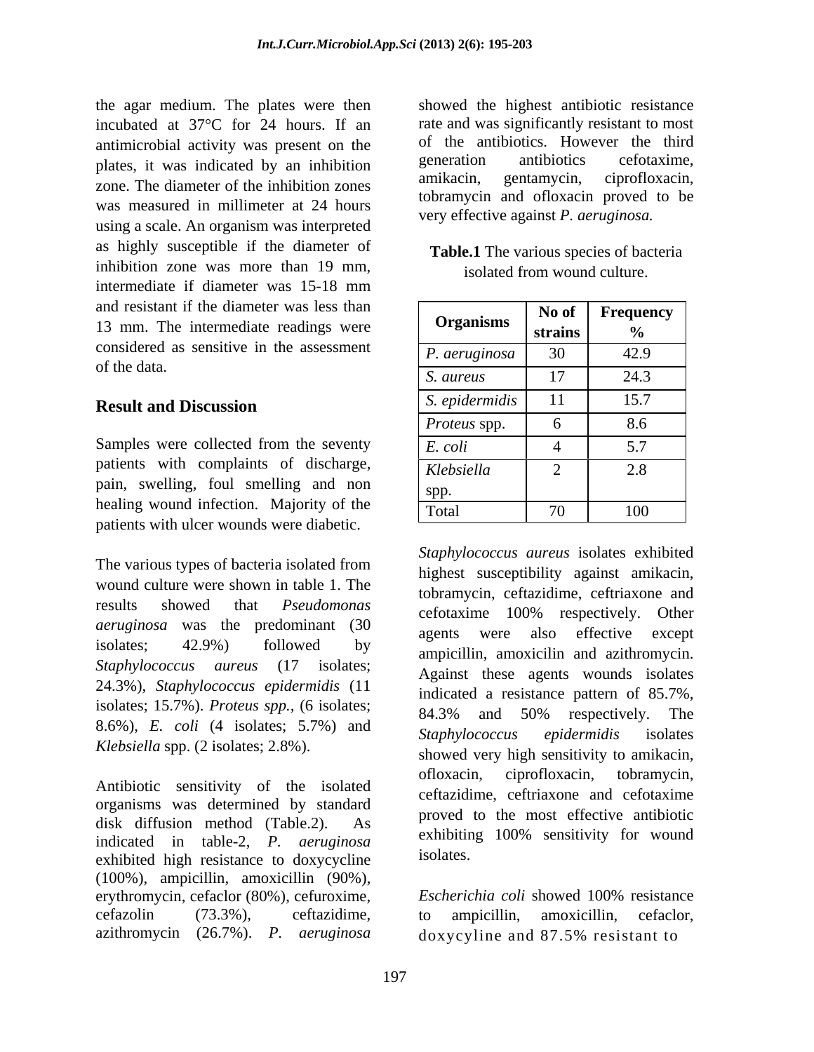the agar medium. The plates were then incubated at 37°C for 24 hours. If an antimicrobial activity was present on the plates, it was indicated by an inhibition zone. The diameter of the inhibition zones was measured in millimeter at 24 hours using a scale. An organism was interpreted as highly susceptible if the diameter of inhibition zone was more than 19 mm, intermediate if diameter was 15-18 mm and resistant if the diameter was less than 13 mm. The intermediate readings were considered as sensitive in the assessment of the data.

## Result and Discussion

Samples were collected from the seventy patients with complaints of discharge, pain, swelling, foul smelling and non healing wound infection. Majority of the patients with ulcer wounds were diabetic.

The various types of bacteria isolated from wound culture were shown in table 1. The results showed that *Pseudomonas aeruginosa* was the predominant (30 isolates; 42.9%) followed by *Staphylococcus aureus* (17 isolates; 24.3%), *Staphylococcus epidermidis* (11 isolates; 15.7%). *Proteus spp.,* (6 isolates; 8.6%), *E. coli* (4 isolates; 5.7%) and *Klebsiella* spp. (2 isolates; 2.8%).

Antibiotic sensitivity of the isolated organisms was determined by standard disk diffusion method (Table.2). As indicated in table-2, *P. aeruginosa* exhibited high resistance to doxycycline (100%), ampicillin, amoxicillin (90%), erythromycin, cefaclor (80%), cefuroxime, cefazolin (73.3%), ceftazidime, azithromycin (26.7%). *P. aeruginosa* showed the highest antibiotic resistance rate and was significantly resistant to most of the antibiotics. However the third generation antibiotics cefotaxime, amikacin, gentamycin, ciprofloxacin, tobramycin and ofloxacin proved to be very effective against *P. aeruginosa.*

**Table.1** The various species of bacteria isolated from wound culture.

| Organisms | No of strains | Frequency % |
|---|---|---|
| *P. aeruginosa* | 30 | 42.9 |
| *S. aureus* | 17 | 24.3 |
| *S. epidermidis* | 11 | 15.7 |
| *Proteus* spp. | 6 | 8.6 |
| *E. coli* | 4 | 5.7 |
| *Klebsiella* spp. | 2 | 2.8 |
| Total | 70 | 100 |

*Staphylococcus aureus* isolates exhibited highest susceptibility against amikacin, tobramycin, ceftazidime, ceftriaxone and cefotaxime 100% respectively. Other agents were also effective except ampicillin, amoxicilin and azithromycin. Against these agents wounds isolates indicated a resistance pattern of 85.7%, 84.3% and 50% respectively. The *Staphylococcus epidermidis* isolates showed very high sensitivity to amikacin, ofloxacin, ciprofloxacin, tobramycin, ceftazidime, ceftriaxone and cefotaxime proved to the most effective antibiotic exhibiting 100% sensitivity for wound isolates.

*Escherichia coli* showed 100% resistance to ampicillin, amoxicillin, cefaclor, doxycyline and 87.5% resistant to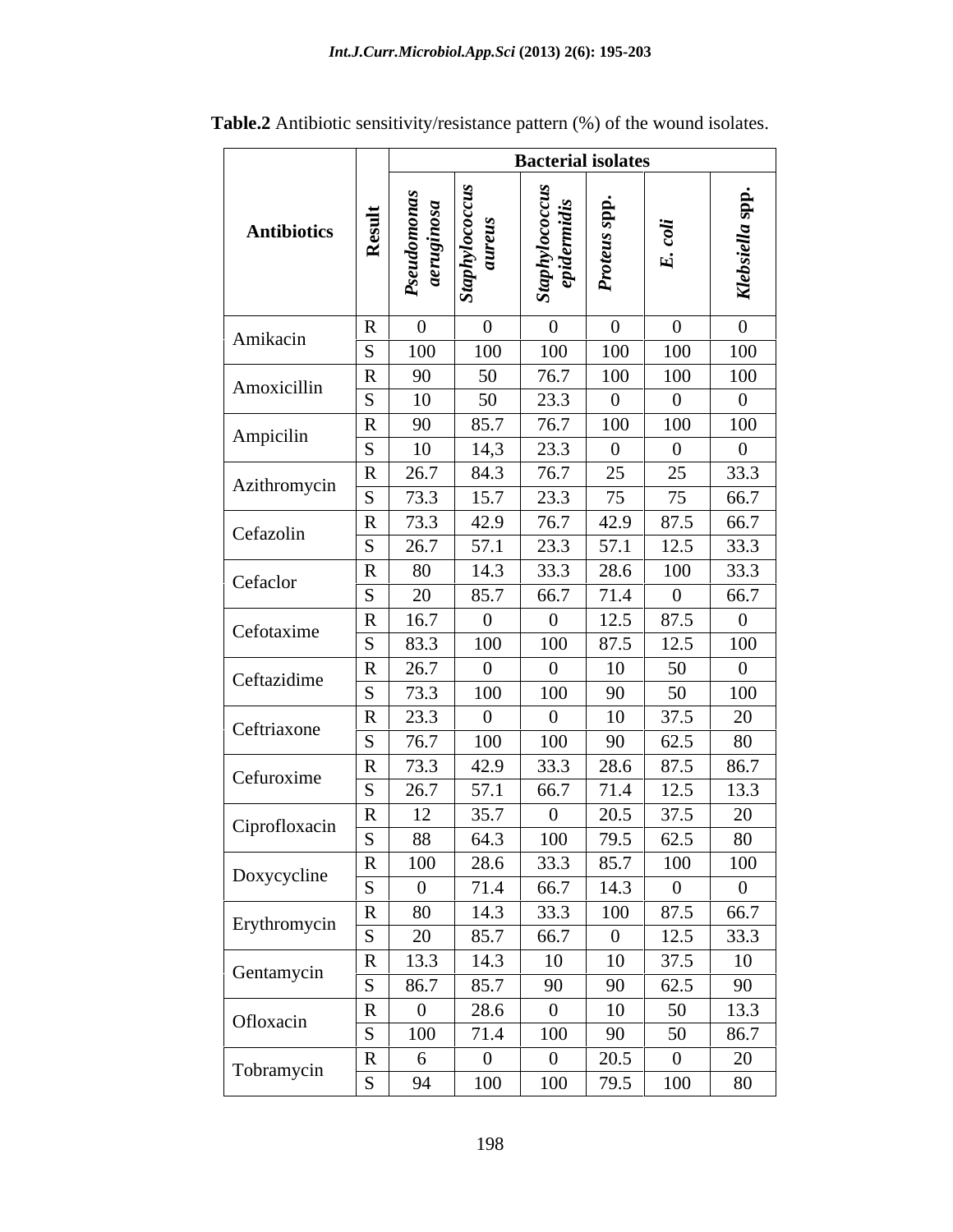**Table.2** Antibiotic sensitivity/resistance pattern (%) of the wound isolates.

| Antibiotics | Result | Bacterial isolates | | | | | |
|---|---|---|---|---|---|---|---|
| | | *Pseudomonas aeruginosa* | *Staphylococcus aureus* | *Staphylococcus epidermidis* | *Proteus* spp. | *E. coli* | *Klebsiella* spp. |
| Amikacin | R | 0 | 0 | 0 | 0 | 0 | 0 |
| | S | 100 | 100 | 100 | 100 | 100 | 100 |
| Amoxicillin | R | 90 | 50 | 76.7 | 100 | 100 | 100 |
| | S | 10 | 50 | 23.3 | 0 | 0 | 0 |
| Ampicilin | R | 90 | 85.7 | 76.7 | 100 | 100 | 100 |
| | S | 10 | 14,3 | 23.3 | 0 | 0 | 0 |
| Azithromycin | R | 26.7 | 84.3 | 76.7 | 25 | 25 | 33.3 |
| | S | 73.3 | 15.7 | 23.3 | 75 | 75 | 66.7 |
| Cefazolin | R | 73.3 | 42.9 | 76.7 | 42.9 | 87.5 | 66.7 |
| | S | 26.7 | 57.1 | 23.3 | 57.1 | 12.5 | 33.3 |
| Cefaclor | R | 80 | 14.3 | 33.3 | 28.6 | 100 | 33.3 |
| | S | 20 | 85.7 | 66.7 | 71.4 | 0 | 66.7 |
| Cefotaxime | R | 16.7 | 0 | 0 | 12.5 | 87.5 | 0 |
| | S | 83.3 | 100 | 100 | 87.5 | 12.5 | 100 |
| Ceftazidime | R | 26.7 | 0 | 0 | 10 | 50 | 0 |
| | S | 73.3 | 100 | 100 | 90 | 50 | 100 |
| Ceftriaxone | R | 23.3 | 0 | 0 | 10 | 37.5 | 20 |
| | S | 76.7 | 100 | 100 | 90 | 62.5 | 80 |
| Cefuroxime | R | 73.3 | 42.9 | 33.3 | 28.6 | 87.5 | 86.7 |
| | S | 26.7 | 57.1 | 66.7 | 71.4 | 12.5 | 13.3 |
| Ciprofloxacin | R | 12 | 35.7 | 0 | 20.5 | 37.5 | 20 |
| | S | 88 | 64.3 | 100 | 79.5 | 62.5 | 80 |
| Doxycycline | R | 100 | 28.6 | 33.3 | 85.7 | 100 | 100 |
| | S | 0 | 71.4 | 66.7 | 14.3 | 0 | 0 |
| Erythromycin | R | 80 | 14.3 | 33.3 | 100 | 87.5 | 66.7 |
| | S | 20 | 85.7 | 66.7 | 0 | 12.5 | 33.3 |
| Gentamycin | R | 13.3 | 14.3 | 10 | 10 | 37.5 | 10 |
| | S | 86.7 | 85.7 | 90 | 90 | 62.5 | 90 |
| Ofloxacin | R | 0 | 28.6 | 0 | 10 | 50 | 13.3 |
| | S | 100 | 71.4 | 100 | 90 | 50 | 86.7 |
| Tobramycin | R | 6 | 0 | 0 | 20.5 | 0 | 20 |
| | S | 94 | 100 | 100 | 79.5 | 100 | 80 |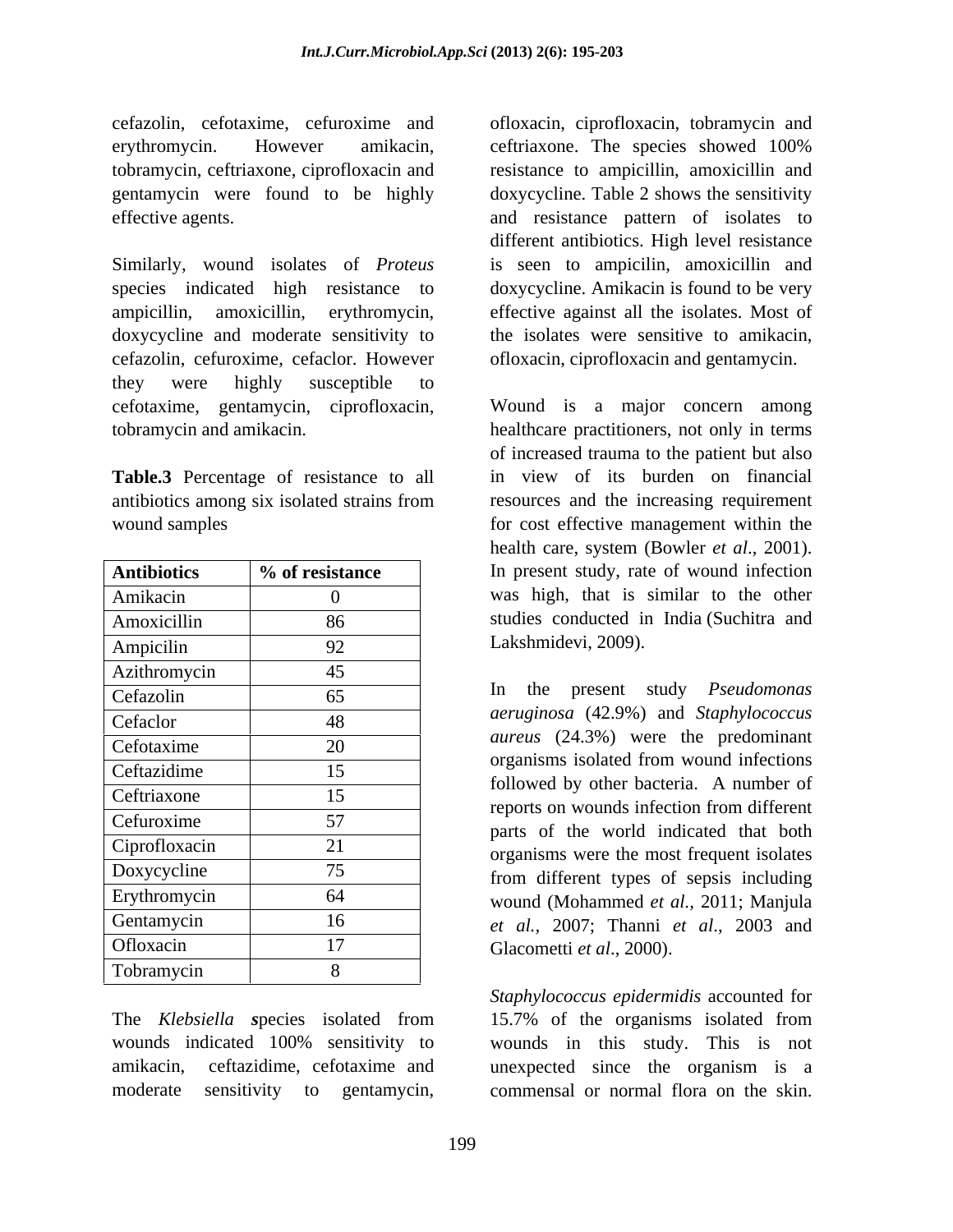cefazolin, cefotaxime, cefuroxime and erythromycin. However amikacin, tobramycin, ceftriaxone, ciprofloxacin and gentamycin were found to be highly effective agents.

Similarly, wound isolates of *Proteus* species indicated high resistance to ampicillin, amoxicillin, erythromycin, doxycycline and moderate sensitivity to cefazolin, cefuroxime, cefaclor. However they were highly susceptible to cefotaxime, gentamycin, ciprofloxacin, tobramycin and amikacin.

**Table.3** Percentage of resistance to all antibiotics among six isolated strains from wound samples

| Antibiotics | % of resistance |
|---|---|
| Amikacin | 0 |
| Amoxicillin | 86 |
| Ampicilin | 92 |
| Azithromycin | 45 |
| Cefazolin | 65 |
| Cefaclor | 48 |
| Cefotaxime | 20 |
| Ceftazidime | 15 |
| Ceftriaxone | 15 |
| Cefuroxime | 57 |
| Ciprofloxacin | 21 |
| Doxycycline | 75 |
| Erythromycin | 64 |
| Gentamycin | 16 |
| Ofloxacin | 17 |
| Tobramycin | 8 |

The *Klebsiella* **s**pecies isolated from wounds indicated 100% sensitivity to amikacin, ceftazidime, cefotaxime and moderate sensitivity to gentamycin, ofloxacin, ciprofloxacin, tobramycin and ceftriaxone. The species showed 100% resistance to ampicillin, amoxicillin and doxycycline. Table 2 shows the sensitivity and resistance pattern of isolates to different antibiotics. High level resistance is seen to ampicilin, amoxicillin and doxycycline. Amikacin is found to be very effective against all the isolates. Most of the isolates were sensitive to amikacin, ofloxacin, ciprofloxacin and gentamycin.

Wound is a major concern among healthcare practitioners, not only in terms of increased trauma to the patient but also in view of its burden on financial resources and the increasing requirement for cost effective management within the health care, system (Bowler *et al*., 2001). In present study, rate of wound infection was high, that is similar to the other studies conducted in India (Suchitra and Lakshmidevi, 2009).

In the present study *Pseudomonas aeruginosa* (42.9%) and *Staphylococcus aureus* (24.3%) were the predominant organisms isolated from wound infections followed by other bacteria. A number of reports on wounds infection from different parts of the world indicated that both organisms were the most frequent isolates from different types of sepsis including wound (Mohammed *et al*., 2011; Manjula *et al.,* 2007; Thanni *et al*., 2003 and Glacometti *et al*., 2000).

*Staphylococcus epidermidis* accounted for 15.7% of the organisms isolated from wounds in this study. This is not unexpected since the organism is a commensal or normal flora on the skin.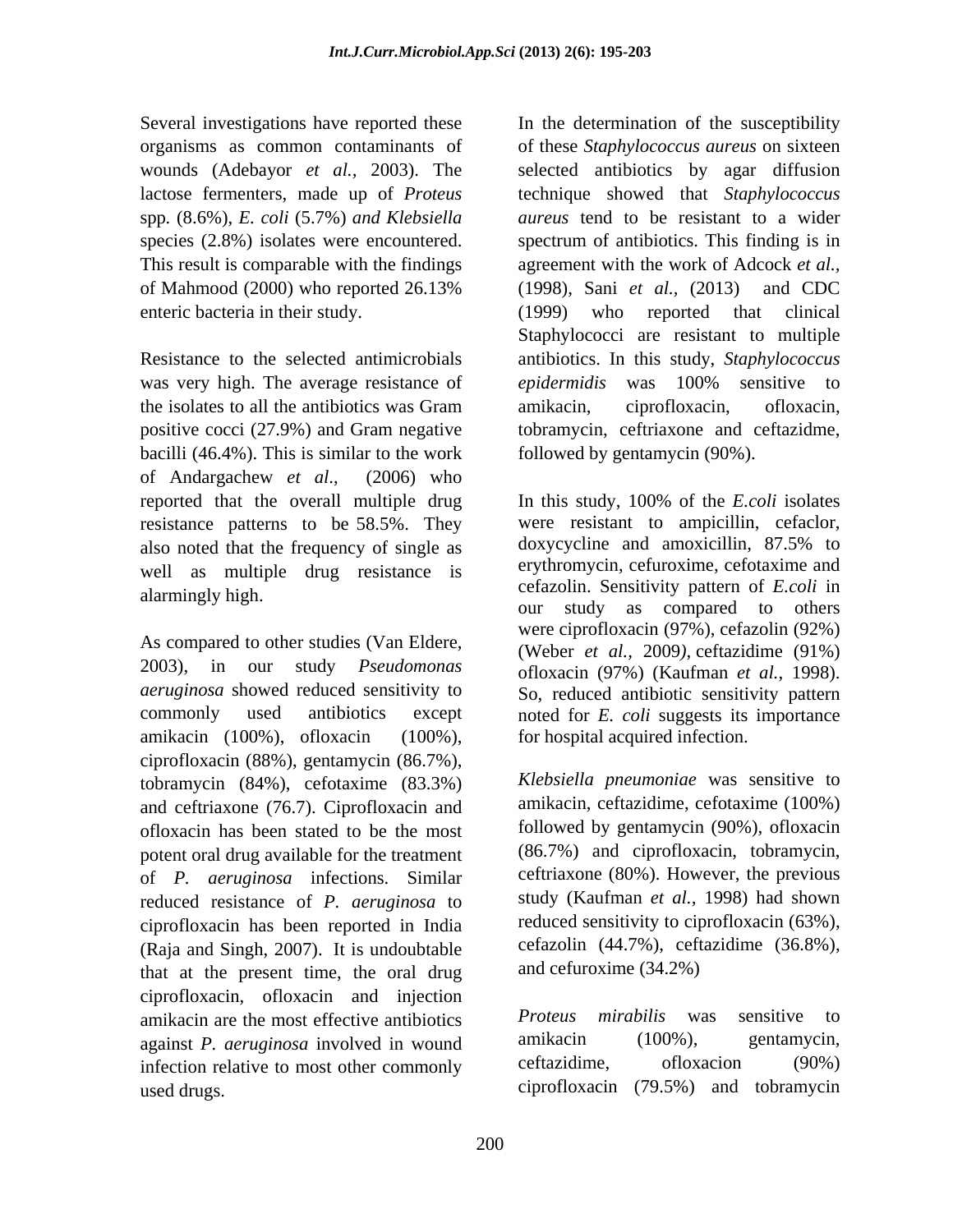Several investigations have reported these organisms as common contaminants of wounds (Adebayor *et al.*, 2003). The lactose fermenters, made up of *Proteus* spp. (8.6%), *E. coli* (5.7%) *and Klebsiella* species (2.8%) isolates were encountered. This result is comparable with the findings of Mahmood (2000) who reported 26.13% enteric bacteria in their study.

Resistance to the selected antimicrobials was very high. The average resistance of the isolates to all the antibiotics was Gram positive cocci (27.9%) and Gram negative bacilli (46.4%). This is similar to the work of Andargachew *et al*., (2006) who reported that the overall multiple drug resistance patterns to be 58.5%. They also noted that the frequency of single as well as multiple drug resistance is alarmingly high.

As compared to other studies (Van Eldere, 2003), in our study *Pseudomonas aeruginosa* showed reduced sensitivity to commonly used antibiotics except amikacin (100%), ofloxacin (100%), ciprofloxacin (88%), gentamycin (86.7%), tobramycin (84%), cefotaxime (83.3%) and ceftriaxone (76.7). Ciprofloxacin and ofloxacin has been stated to be the most potent oral drug available for the treatment of *P. aeruginosa* infections. Similar reduced resistance of *P. aeruginosa* to ciprofloxacin has been reported in India (Raja and Singh, 2007). It is undoubtable that at the present time, the oral drug ciprofloxacin, ofloxacin and injection amikacin are the most effective antibiotics against *P. aeruginosa* involved in wound infection relative to most other commonly used drugs.

In the determination of the susceptibility of these *Staphylococcus aureus* on sixteen selected antibiotics by agar diffusion technique showed that *Staphylococcus aureus* tend to be resistant to a wider spectrum of antibiotics. This finding is in agreement with the work of Adcock *et al.*, (1998), Sani *et al.*, (2013) and CDC (1999) who reported that clinical Staphylococci are resistant to multiple antibiotics. In this study, *Staphylococcus epidermidis* was 100% sensitive to amikacin, ciprofloxacin, ofloxacin, tobramycin, ceftriaxone and ceftazidme, followed by gentamycin (90%).

In this study, 100% of the *E.coli* isolates were resistant to ampicillin, cefaclor, doxycycline and amoxicillin, 87.5% to erythromycin, cefuroxime, cefotaxime and cefazolin. Sensitivity pattern of *E.coli* in our study as compared to others were ciprofloxacin (97%), cefazolin (92%) (Weber *et al.*, 2009), ceftazidime (91%) ofloxacin (97%) (Kaufman *et al.*, 1998). So, reduced antibiotic sensitivity pattern noted for *E. coli* suggests its importance for hospital acquired infection.

*Klebsiella pneumoniae* was sensitive to amikacin, ceftazidime, cefotaxime (100%) followed by gentamycin (90%), ofloxacin (86.7%) and ciprofloxacin, tobramycin, ceftriaxone (80%). However, the previous study (Kaufman *et al.*, 1998) had shown reduced sensitivity to ciprofloxacin (63%), cefazolin (44.7%), ceftazidime (36.8%), and cefuroxime (34.2%)

*Proteus mirabilis* was sensitive to amikacin (100%), gentamycin, ceftazidime, ofloxacion (90%) ciprofloxacin (79.5%) and tobramycin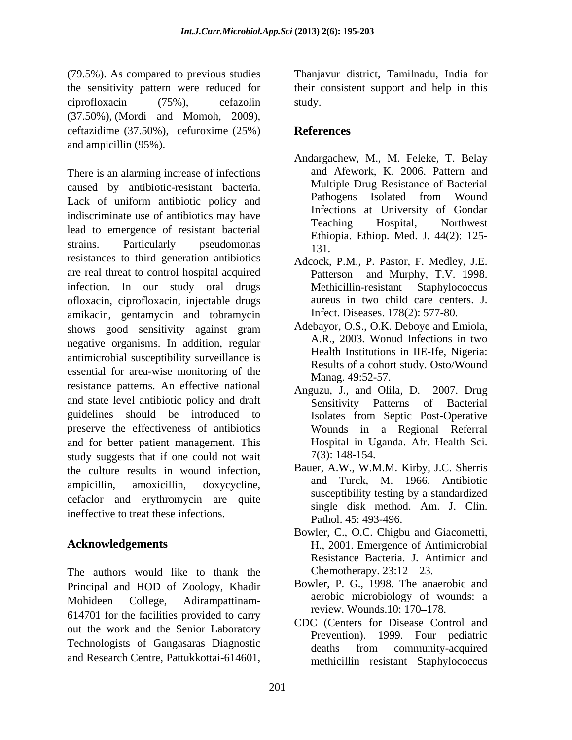(79.5%). As compared to previous studies the sensitivity pattern were reduced for ciprofloxacin (75%), cefazolin (37.50%), (Mordi and Momoh, 2009), ceftazidime (37.50%), cefuroxime (25%) and ampicillin (95%).

There is an alarming increase of infections caused by antibiotic-resistant bacteria. Lack of uniform antibiotic policy and indiscriminate use of antibiotics may have lead to emergence of resistant bacterial strains. Particularly pseudomonas resistances to third generation antibiotics are real threat to control hospital acquired infection. In our study oral drugs ofloxacin, ciprofloxacin, injectable drugs amikacin, gentamycin and tobramycin shows good sensitivity against gram negative organisms. In addition, regular antimicrobial susceptibility surveillance is essential for area-wise monitoring of the resistance patterns. An effective national and state level antibiotic policy and draft guidelines should be introduced to preserve the effectiveness of antibiotics and for better patient management. This study suggests that if one could not wait the culture results in wound infection, ampicillin, amoxicillin, doxycycline, cefaclor and erythromycin are quite ineffective to treat these infections.

## Acknowledgements

The authors would like to thank the Principal and HOD of Zoology, Khadir Mohideen College, Adirampattinam-614701 for the facilities provided to carry out the work and the Senior Laboratory Technologists of Gangasaras Diagnostic and Research Centre, Pattukkottai-614601, Thanjavur district, Tamilnadu, India for their consistent support and help in this study.

## References

Andargachew, M., M. Feleke, T. Belay and Afework, K. 2006. Pattern and Multiple Drug Resistance of Bacterial Pathogens Isolated from Wound Infections at University of Gondar Teaching Hospital, Northwest Ethiopia. Ethiop. Med. J. 44(2): 125-131.

Adcock, P.M., P. Pastor, F. Medley, J.E. Patterson and Murphy, T.V. 1998. Methicillin-resistant Staphylococcus aureus in two child care centers. J. Infect. Diseases. 178(2): 577-80.

Adebayor, O.S., O.K. Deboye and Emiola, A.R., 2003. Wonud Infections in two Health Institutions in IIE-Ife, Nigeria: Results of a cohort study. Osto/Wound Manag. 49:52-57.

Anguzu, J., and Olila, D. 2007. Drug Sensitivity Patterns of Bacterial Isolates from Septic Post-Operative Wounds in a Regional Referral Hospital in Uganda. Afr. Health Sci. 7(3): 148-154.

Bauer, A.W., W.M.M. Kirby, J.C. Sherris and Turck, M. 1966. Antibiotic susceptibility testing by a standardized single disk method. Am. J. Clin. Pathol. 45: 493-496.

Bowler, C., O.C. Chigbu and Giacometti, H., 2001. Emergence of Antimicrobial Resistance Bacteria. J. Antimicr and Chemotherapy. 23:12 – 23.

Bowler, P. G., 1998. The anaerobic and aerobic microbiology of wounds: a review. Wounds.10: 170–178.

CDC (Centers for Disease Control and Prevention). 1999. Four pediatric deaths from community-acquired methicillin resistant Staphylococcus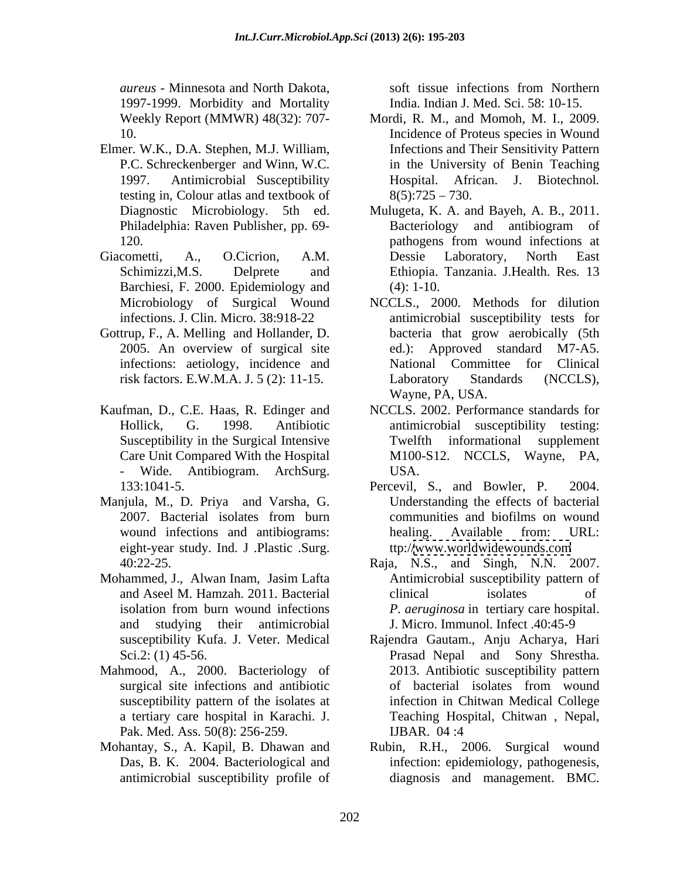*aureus* - Minnesota and North Dakota, 1997-1999. Morbidity and Mortality Weekly Report (MMWR) 48(32): 707-10.

Elmer. W.K., D.A. Stephen, M.J. William, P.C. Schreckenberger and Winn, W.C. 1997. Antimicrobial Susceptibility testing in, Colour atlas and textbook of Diagnostic Microbiology. 5th ed. Philadelphia: Raven Publisher, pp. 69-120.

Giacometti, A., O.Cicrion, A.M. Schimizzi,M.S. Delprete and Barchiesi, F. 2000. Epidemiology and Microbiology of Surgical Wound infections. J. Clin. Micro. 38:918-22

Gottrup, F., A. Melling and Hollander, D. 2005. An overview of surgical site infections: aetiology, incidence and risk factors. E.W.M.A. J. 5 (2): 11-15.

Kaufman, D., C.E. Haas, R. Edinger and Hollick, G. 1998. Antibiotic Susceptibility in the Surgical Intensive Care Unit Compared With the Hospital - Wide. Antibiogram. ArchSurg. 133:1041-5.

Manjula, M., D. Priya and Varsha, G. 2007. Bacterial isolates from burn wound infections and antibiograms: eight-year study. Ind. J .Plastic .Surg. 40:22-25.

Mohammed, J., Alwan Inam, Jasim Lafta and Aseel M. Hamzah. 2011. Bacterial isolation from burn wound infections and studying their antimicrobial susceptibility Kufa. J. Veter. Medical Sci.2: (1) 45-56.

Mahmood, A., 2000. Bacteriology of surgical site infections and antibiotic susceptibility pattern of the isolates at a tertiary care hospital in Karachi. J. Pak. Med. Ass. 50(8): 256-259.

Mohantay, S., A. Kapil, B. Dhawan and Das, B. K. 2004. Bacteriological and antimicrobial susceptibility profile of soft tissue infections from Northern India. Indian J. Med. Sci. 58: 10-15.

Mordi, R. M., and Momoh, M. I., 2009. Incidence of Proteus species in Wound Infections and Their Sensitivity Pattern in the University of Benin Teaching Hospital. African. J. Biotechnol. 8(5):725 – 730.

Mulugeta, K. A. and Bayeh, A. B., 2011. Bacteriology and antibiogram of pathogens from wound infections at Dessie Laboratory, North East Ethiopia. Tanzania. J.Health. Res. 13 (4): 1-10.

NCCLS., 2000. Methods for dilution antimicrobial susceptibility tests for bacteria that grow aerobically (5th ed.): Approved standard M7-A5. National Committee for Clinical Laboratory Standards (NCCLS), Wayne, PA, USA.

NCCLS. 2002. Performance standards for antimicrobial susceptibility testing: Twelfth informational supplement M100-S12. NCCLS, Wayne, PA, USA.

Percevil, S., and Bowler, P. 2004. Understanding the effects of bacterial communities and biofilms on wound healing. Available from: URL: ttp://www.worldwidewounds.com

Raja, N.S., and Singh, N.N. 2007. Antimicrobial susceptibility pattern of clinical isolates of *P. aeruginosa* in tertiary care hospital. J. Micro. Immunol. Infect .40:45-9

Rajendra Gautam., Anju Acharya, Hari Prasad Nepal and Sony Shrestha. 2013. Antibiotic susceptibility pattern of bacterial isolates from wound infection in Chitwan Medical College Teaching Hospital, Chitwan , Nepal, IJBAR. 04 :4

Rubin, R.H., 2006. Surgical wound infection: epidemiology, pathogenesis, diagnosis and management. BMC.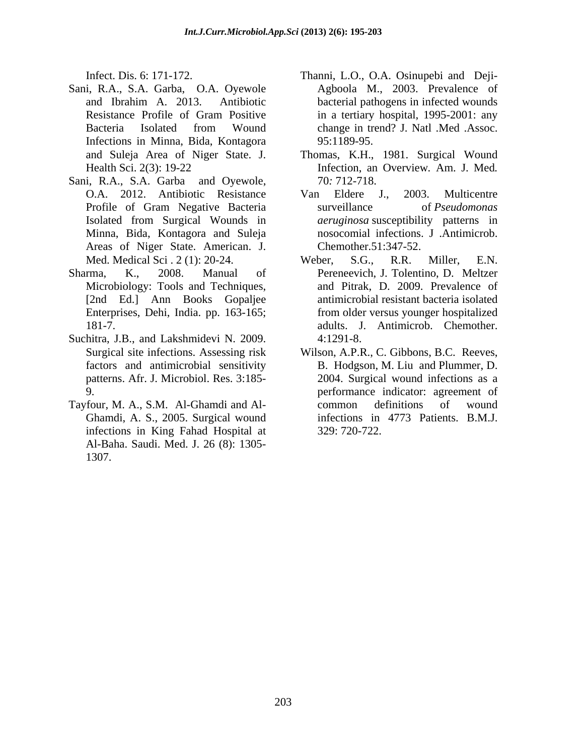Infect. Dis. 6: 171-172.

Sani, R.A., S.A. Garba, O.A. Oyewole and Ibrahim A. 2013. Antibiotic Resistance Profile of Gram Positive Bacteria Isolated from Wound Infections in Minna, Bida, Kontagora and Suleja Area of Niger State. J. Health Sci. 2(3): 19-22

Sani, R.A., S.A. Garba and Oyewole, O.A. 2012. Antibiotic Resistance Profile of Gram Negative Bacteria Isolated from Surgical Wounds in Minna, Bida, Kontagora and Suleja Areas of Niger State. American. J. Med. Medical Sci . 2 (1): 20-24.

Sharma, K., 2008. Manual of Microbiology: Tools and Techniques, [2nd Ed.] Ann Books Gopaljee Enterprises, Dehi, India. pp. 163-165; 181-7.

Suchitra, J.B., and Lakshmidevi N. 2009. Surgical site infections. Assessing risk factors and antimicrobial sensitivity patterns. Afr. J. Microbiol. Res. 3:185-9.

Tayfour, M. A., S.M. Al-Ghamdi and Al-Ghamdi, A. S., 2005. Surgical wound infections in King Fahad Hospital at Al-Baha. Saudi. Med. J. 26 (8): 1305-1307.

Thanni, L.O., O.A. Osinupebi and Deji-Agboola M., 2003. Prevalence of bacterial pathogens in infected wounds in a tertiary hospital, 1995-2001: any change in trend? J. Natl .Med .Assoc. 95:1189-95.

Thomas, K.H., 1981. Surgical Wound Infection, an Overview. Am. J. Med*.* 70*:* 712-718.

Van Eldere J., 2003. Multicentre surveillance of *Pseudomonas aeruginosa* susceptibility patterns in nosocomial infections. J .Antimicrob. Chemother.51:347-52.

Weber, S.G., R.R. Miller, E.N. Pereneevich, J. Tolentino, D. Meltzer and Pitrak, D. 2009. Prevalence of antimicrobial resistant bacteria isolated from older versus younger hospitalized adults. J. Antimicrob. Chemother. 4:1291-8.

Wilson, A.P.R., C. Gibbons, B.C. Reeves, B. Hodgson, M. Liu and Plummer, D. 2004. Surgical wound infections as a performance indicator: agreement of common definitions of wound infections in 4773 Patients. B.M.J. 329: 720-722.